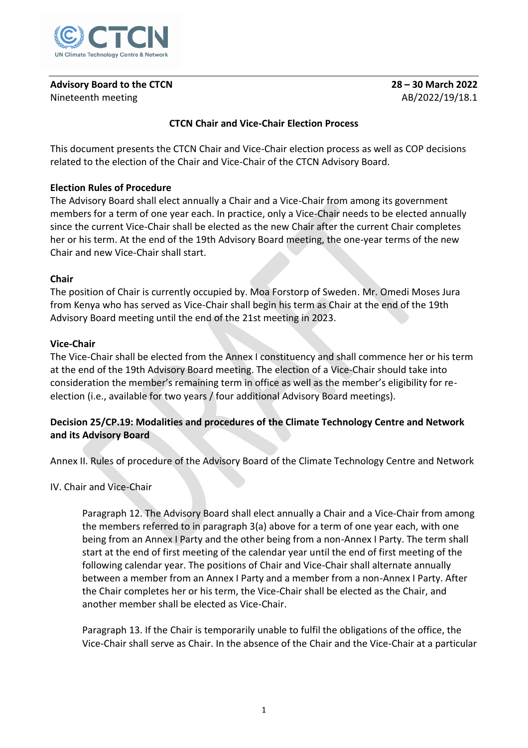**Advisory Board to the CTCN** **28 – 30 March 2022**
Nineteenth meeting AB/2022/19/18.1

**CTCN Chair and Vice-Chair Election Process**

This document presents the CTCN Chair and Vice-Chair election process as well as COP decisions related to the election of the Chair and Vice-Chair of the CTCN Advisory Board.

**Election Rules of Procedure**

The Advisory Board shall elect annually a Chair and a Vice-Chair from among its government members for a term of one year each. In practice, only a Vice-Chair needs to be elected annually since the current Vice-Chair shall be elected as the new Chair after the current Chair completes her or his term. At the end of the 19th Advisory Board meeting, the one-year terms of the new Chair and new Vice-Chair shall start.

**Chair**

The position of Chair is currently occupied by. Moa Forstorp of Sweden. Mr. Omedi Moses Jura from Kenya who has served as Vice-Chair shall begin his term as Chair at the end of the 19th Advisory Board meeting until the end of the 21st meeting in 2023.

**Vice-Chair**

The Vice-Chair shall be elected from the Annex I constituency and shall commence her or his term at the end of the 19th Advisory Board meeting. The election of a Vice-Chair should take into consideration the member's remaining term in office as well as the member's eligibility for re-election (i.e., available for two years / four additional Advisory Board meetings).

**Decision 25/CP.19: Modalities and procedures of the Climate Technology Centre and Network and its Advisory Board**

Annex II. Rules of procedure of the Advisory Board of the Climate Technology Centre and Network

IV. Chair and Vice-Chair

> Paragraph 12. The Advisory Board shall elect annually a Chair and a Vice-Chair from among the members referred to in paragraph 3(a) above for a term of one year each, with one being from an Annex I Party and the other being from a non-Annex I Party. The term shall start at the end of first meeting of the calendar year until the end of first meeting of the following calendar year. The positions of Chair and Vice-Chair shall alternate annually between a member from an Annex I Party and a member from a non-Annex I Party. After the Chair completes her or his term, the Vice-Chair shall be elected as the Chair, and another member shall be elected as Vice-Chair.
>
> Paragraph 13. If the Chair is temporarily unable to fulfil the obligations of the office, the Vice-Chair shall serve as Chair. In the absence of the Chair and the Vice-Chair at a particular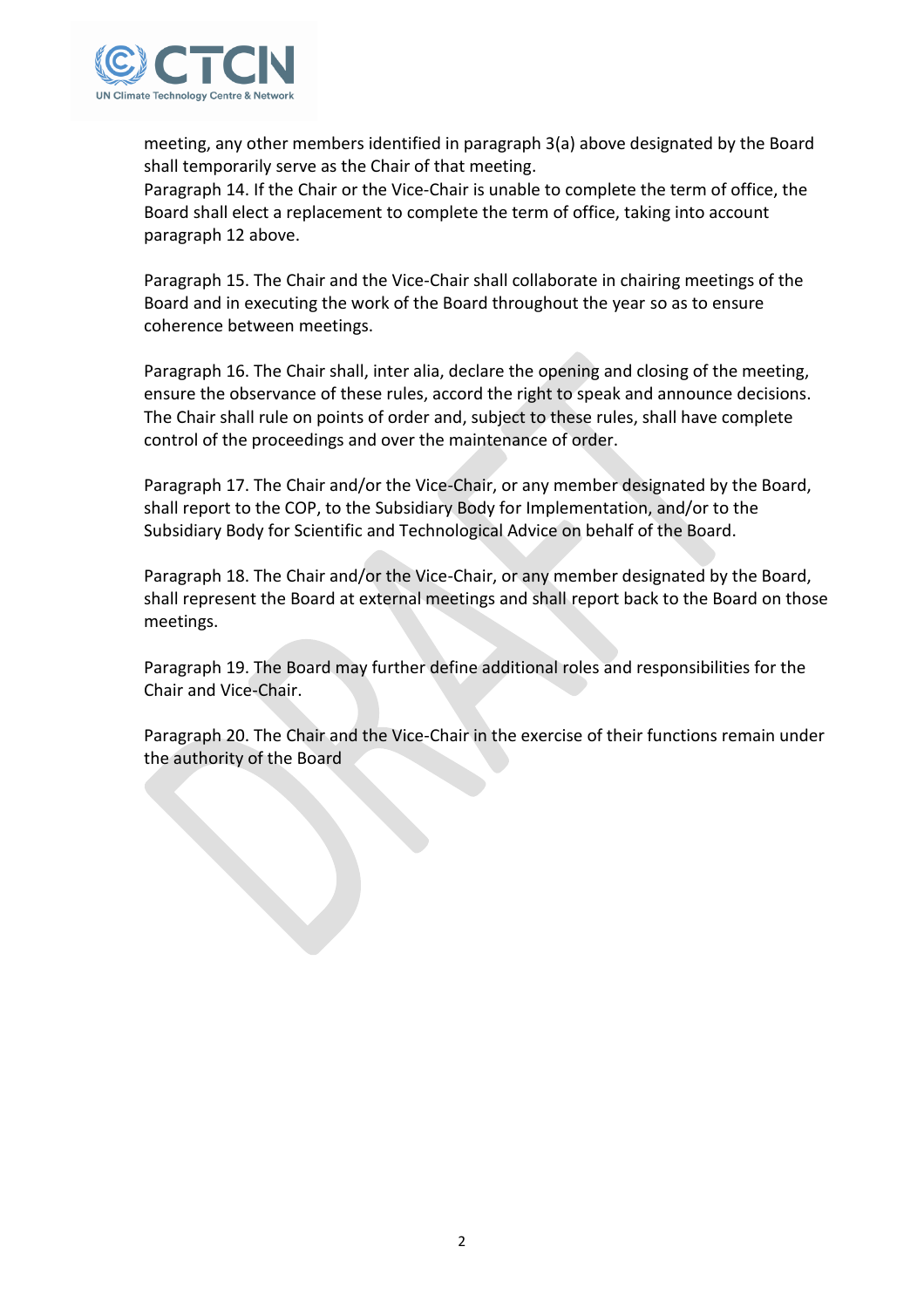meeting, any other members identified in paragraph 3(a) above designated by the Board shall temporarily serve as the Chair of that meeting.

Paragraph 14. If the Chair or the Vice-Chair is unable to complete the term of office, the Board shall elect a replacement to complete the term of office, taking into account paragraph 12 above.

Paragraph 15. The Chair and the Vice-Chair shall collaborate in chairing meetings of the Board and in executing the work of the Board throughout the year so as to ensure coherence between meetings.

Paragraph 16. The Chair shall, inter alia, declare the opening and closing of the meeting, ensure the observance of these rules, accord the right to speak and announce decisions. The Chair shall rule on points of order and, subject to these rules, shall have complete control of the proceedings and over the maintenance of order.

Paragraph 17. The Chair and/or the Vice-Chair, or any member designated by the Board, shall report to the COP, to the Subsidiary Body for Implementation, and/or to the Subsidiary Body for Scientific and Technological Advice on behalf of the Board.

Paragraph 18. The Chair and/or the Vice-Chair, or any member designated by the Board, shall represent the Board at external meetings and shall report back to the Board on those meetings.

Paragraph 19. The Board may further define additional roles and responsibilities for the Chair and Vice-Chair.

Paragraph 20. The Chair and the Vice-Chair in the exercise of their functions remain under the authority of the Board